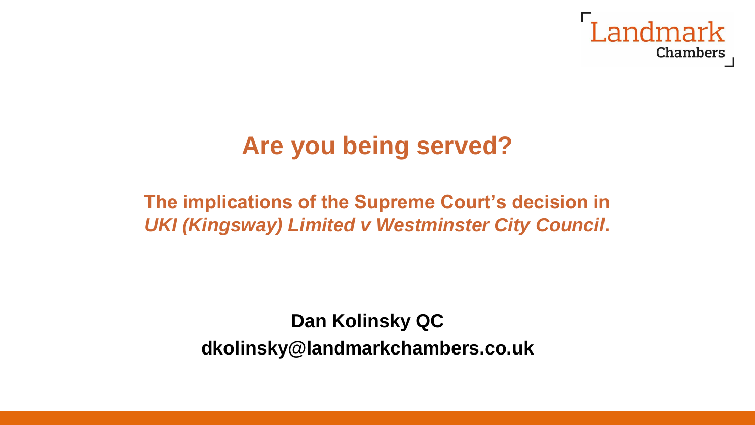Landmark Chambers

# Are you being served?

## The implications of the Supreme Court's decision in *UKI (Kingsway) Limited v Westminster City Council*.

**Dan Kolinsky QC**

**dkolinsky@landmarkchambers.co.uk**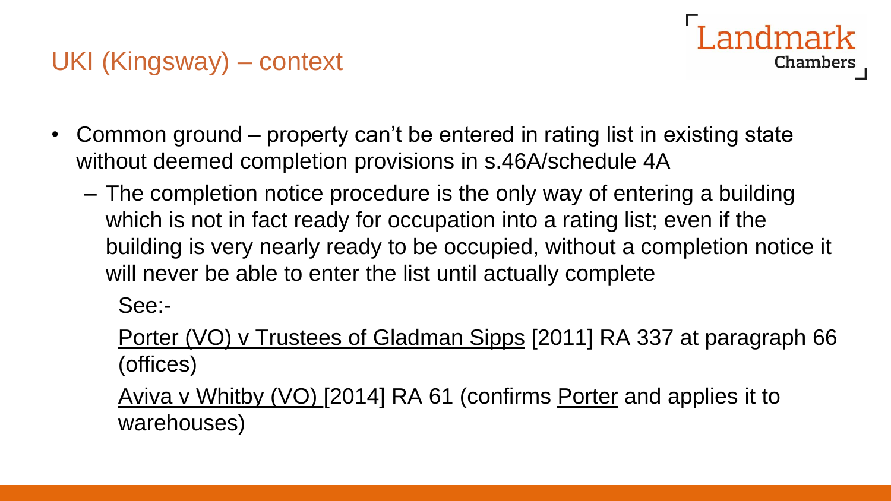## UKI (Kingsway) – context

- Common ground – property can't be entered in rating list in existing state without deemed completion provisions in s.46A/schedule 4A
  - The completion notice procedure is the only way of entering a building which is not in fact ready for occupation into a rating list; even if the building is very nearly ready to be occupied, without a completion notice it will never be able to enter the list until actually complete

    See:-

    Porter (VO) v Trustees of Gladman Sipps [2011] RA 337 at paragraph 66 (offices)

    Aviva v Whitby (VO) [2014] RA 61 (confirms Porter and applies it to warehouses)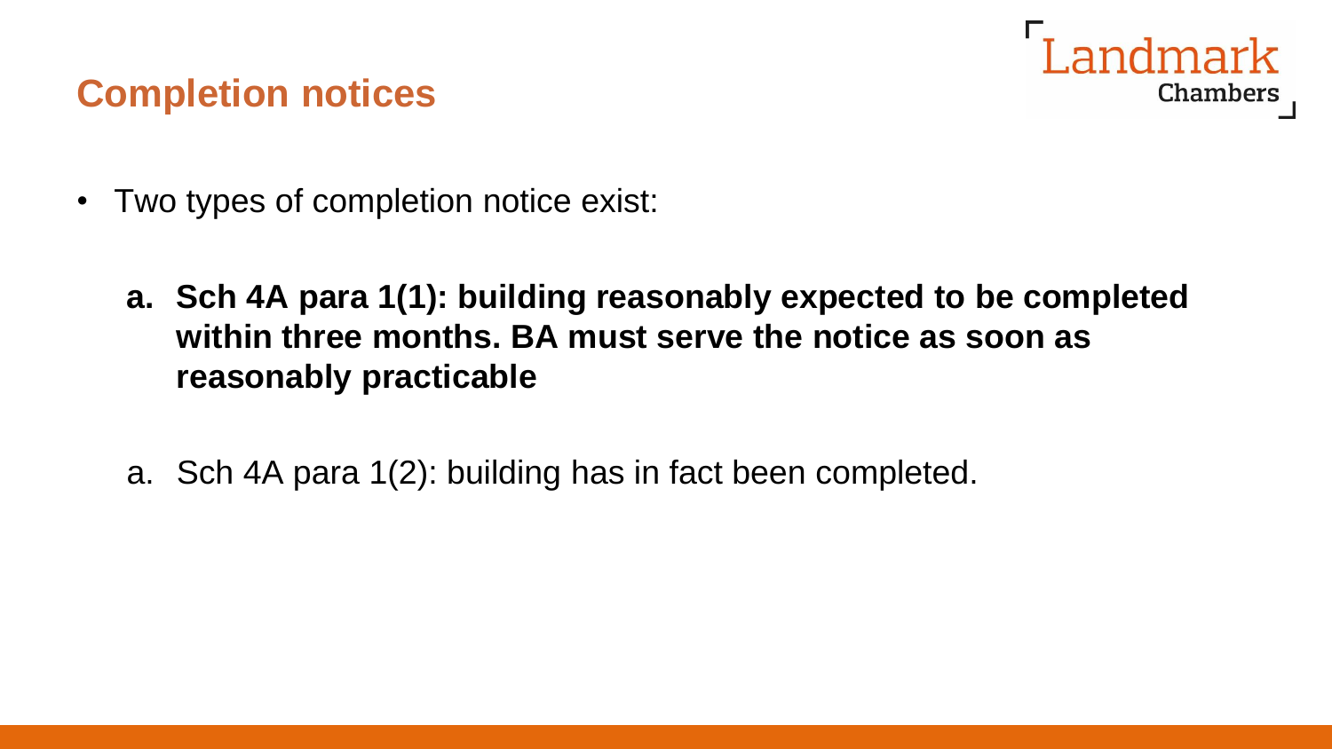# Completion notices

- Two types of completion notice exist:

  a. **Sch 4A para 1(1): building reasonably expected to be completed within three months. BA must serve the notice as soon as reasonably practicable**

  a. Sch 4A para 1(2): building has in fact been completed.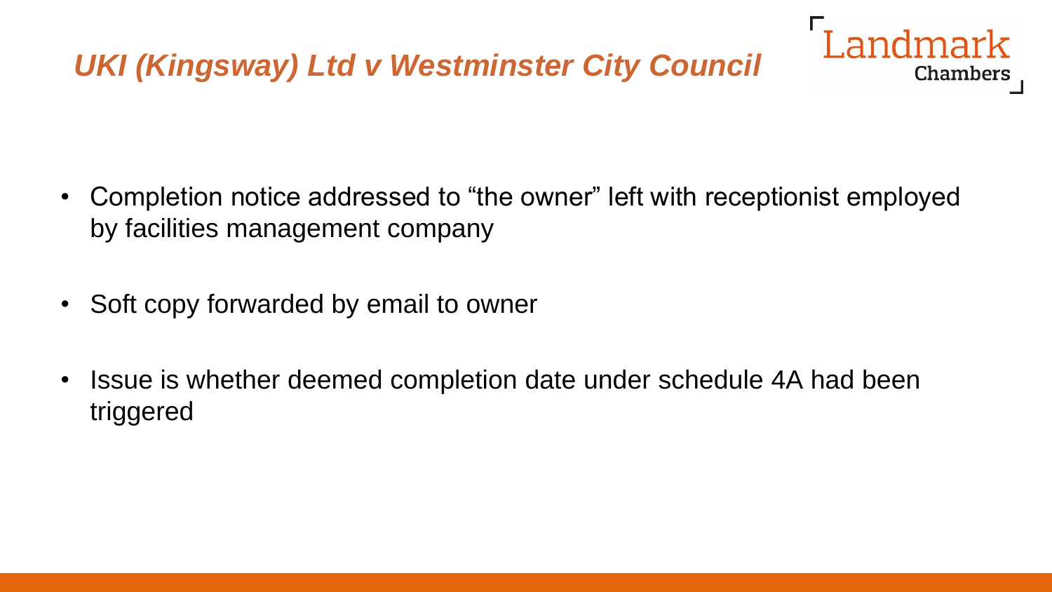## *UKI (Kingsway) Ltd v Westminster City Council*

- Completion notice addressed to “the owner” left with receptionist employed by facilities management company
- Soft copy forwarded by email to owner
- Issue is whether deemed completion date under schedule 4A had been triggered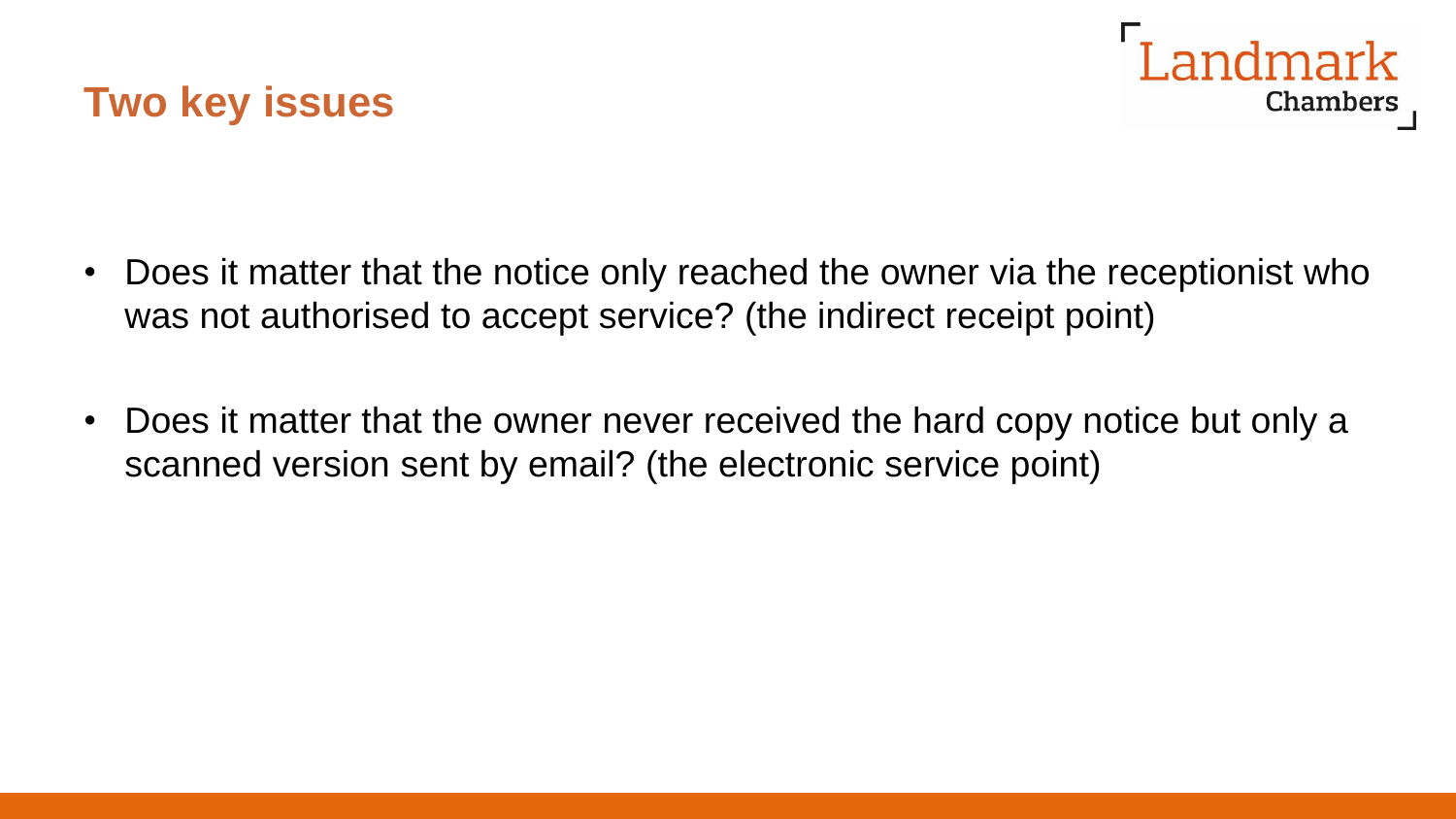## Two key issues

- Does it matter that the notice only reached the owner via the receptionist who was not authorised to accept service? (the indirect receipt point)
- Does it matter that the owner never received the hard copy notice but only a scanned version sent by email? (the electronic service point)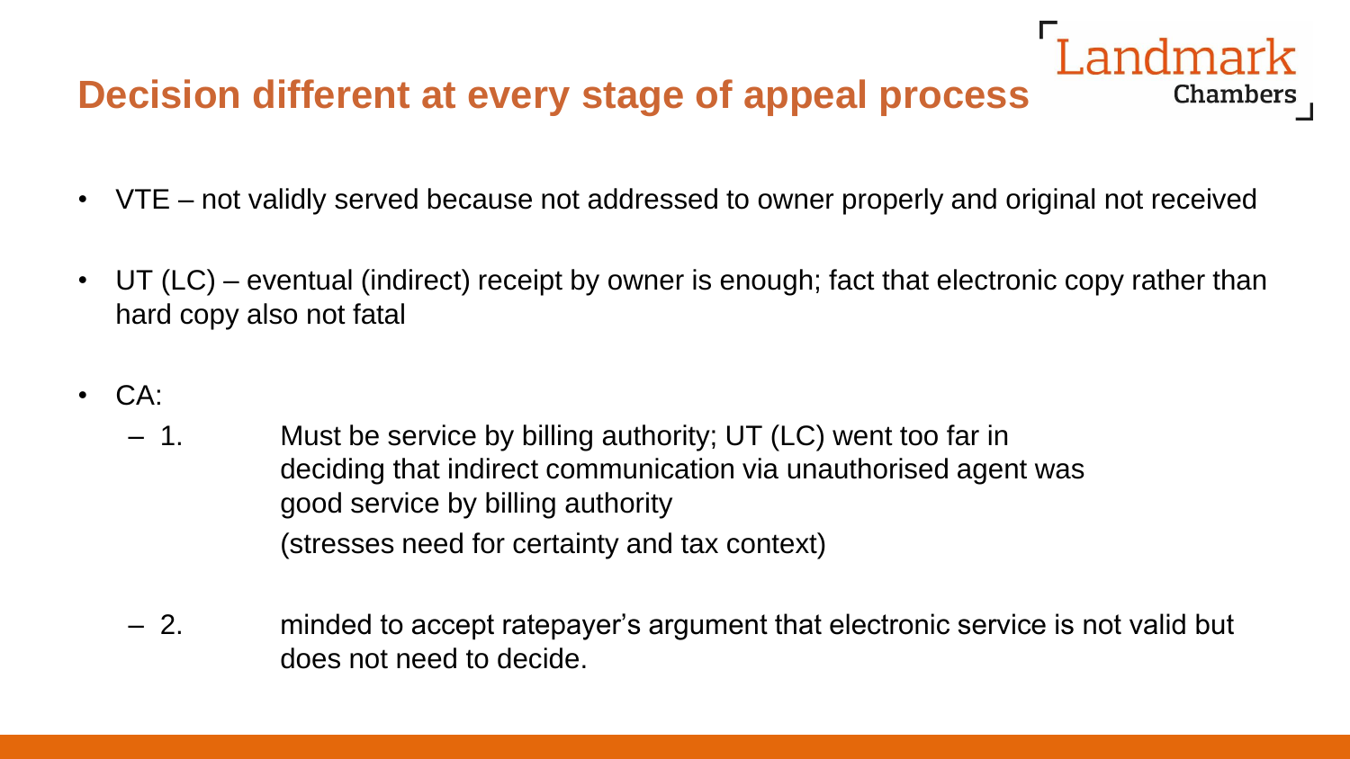# Decision different at every stage of appeal process

- VTE – not validly served because not addressed to owner properly and original not received
- UT (LC) – eventual (indirect) receipt by owner is enough; fact that electronic copy rather than hard copy also not fatal
- CA:
  - 1. Must be service by billing authority; UT (LC) went too far in deciding that indirect communication via unauthorised agent was good service by billing authority

    (stresses need for certainty and tax context)
  - 2. minded to accept ratepayer's argument that electronic service is not valid but does not need to decide.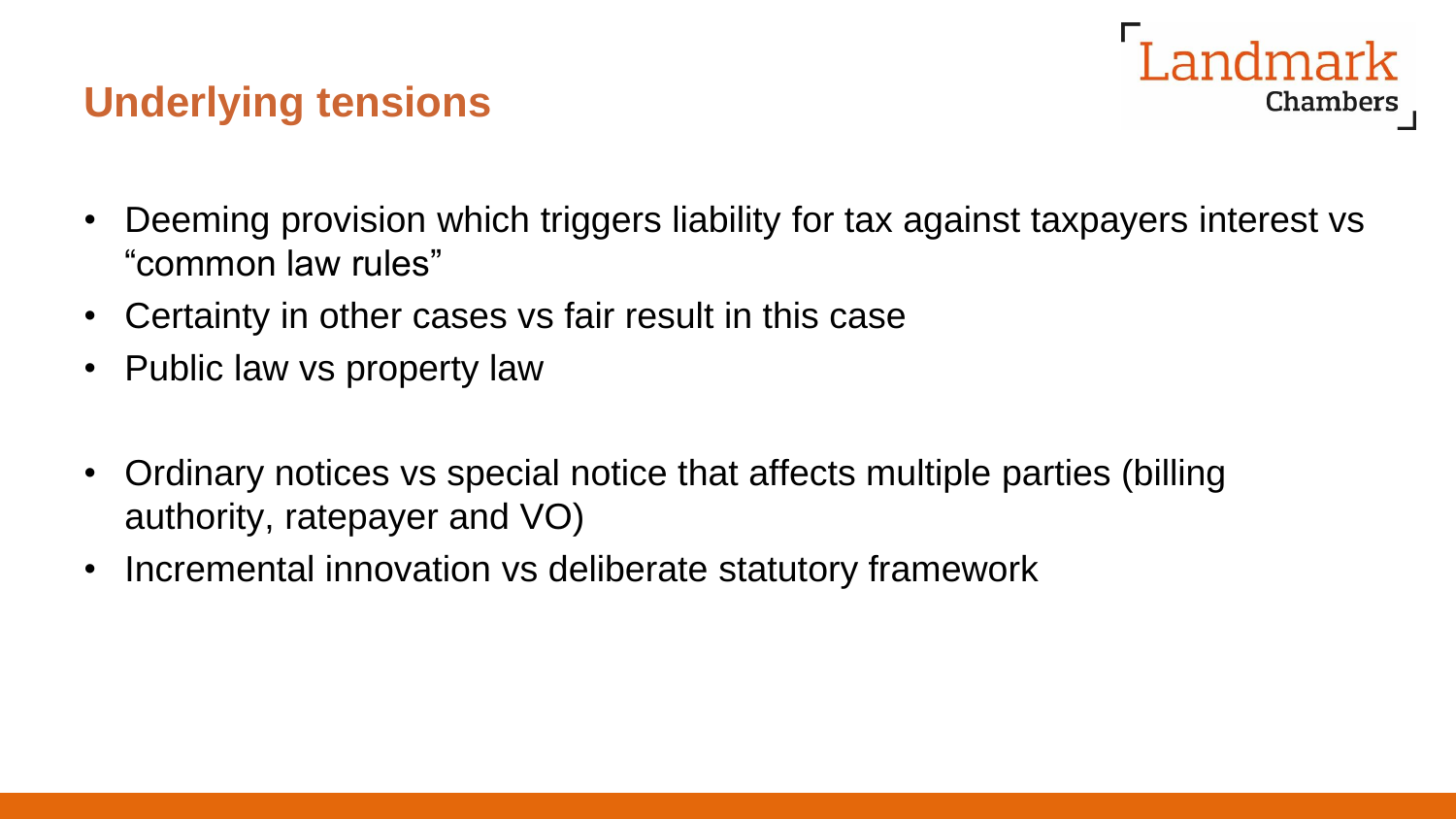## Underlying tensions

- Deeming provision which triggers liability for tax against taxpayers interest vs "common law rules"
- Certainty in other cases vs fair result in this case
- Public law vs property law

- Ordinary notices vs special notice that affects multiple parties (billing authority, ratepayer and VO)
- Incremental innovation vs deliberate statutory framework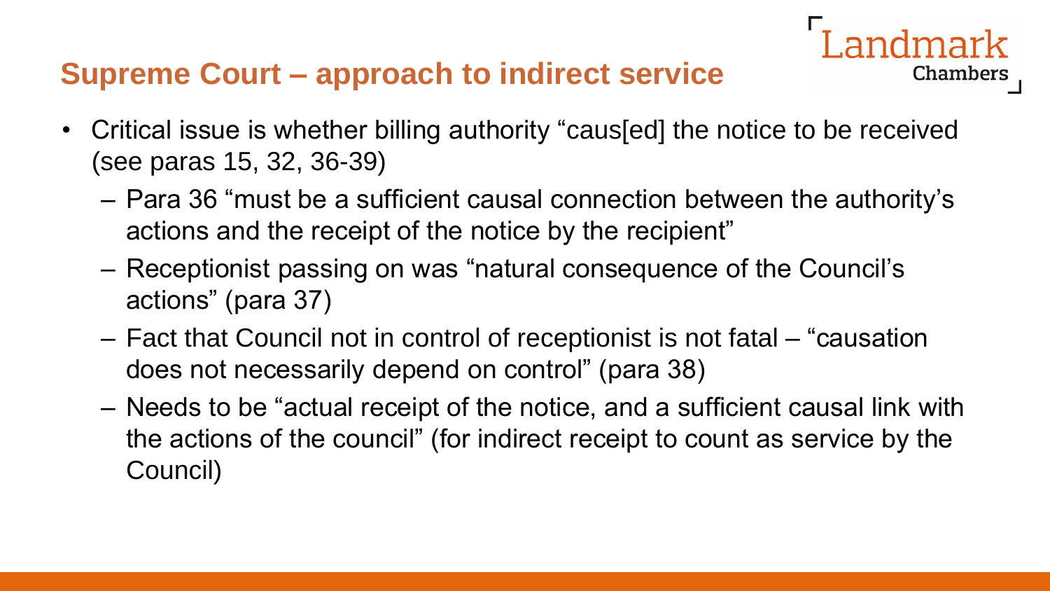## Supreme Court – approach to indirect service

- Critical issue is whether billing authority "caus[ed] the notice to be received (see paras 15, 32, 36-39)
  - Para 36 "must be a sufficient causal connection between the authority's actions and the receipt of the notice by the recipient"
  - Receptionist passing on was "natural consequence of the Council's actions" (para 37)
  - Fact that Council not in control of receptionist is not fatal – "causation does not necessarily depend on control" (para 38)
  - Needs to be "actual receipt of the notice, and a sufficient causal link with the actions of the council" (for indirect receipt to count as service by the Council)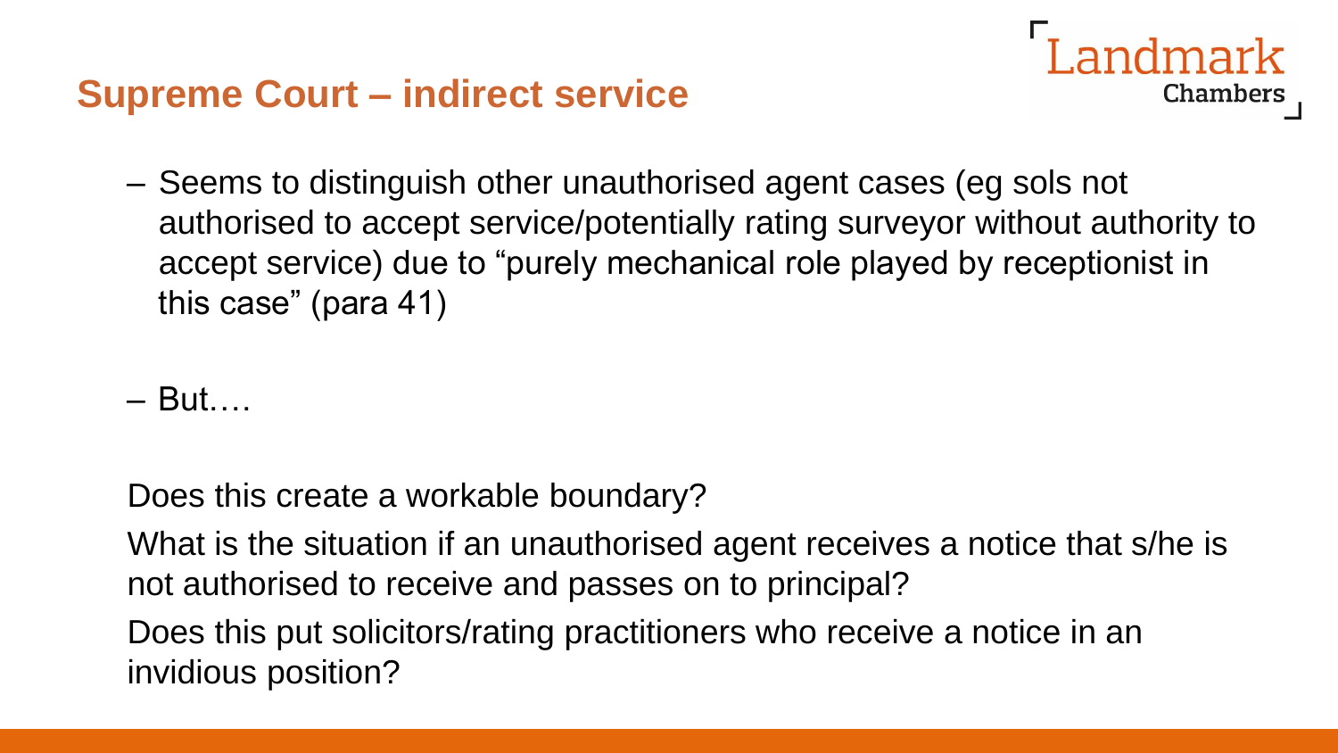## Supreme Court – indirect service

- Seems to distinguish other unauthorised agent cases (eg sols not authorised to accept service/potentially rating surveyor without authority to accept service) due to "purely mechanical role played by receptionist in this case" (para 41)

- But….

Does this create a workable boundary?

What is the situation if an unauthorised agent receives a notice that s/he is not authorised to receive and passes on to principal?

Does this put solicitors/rating practitioners who receive a notice in an invidious position?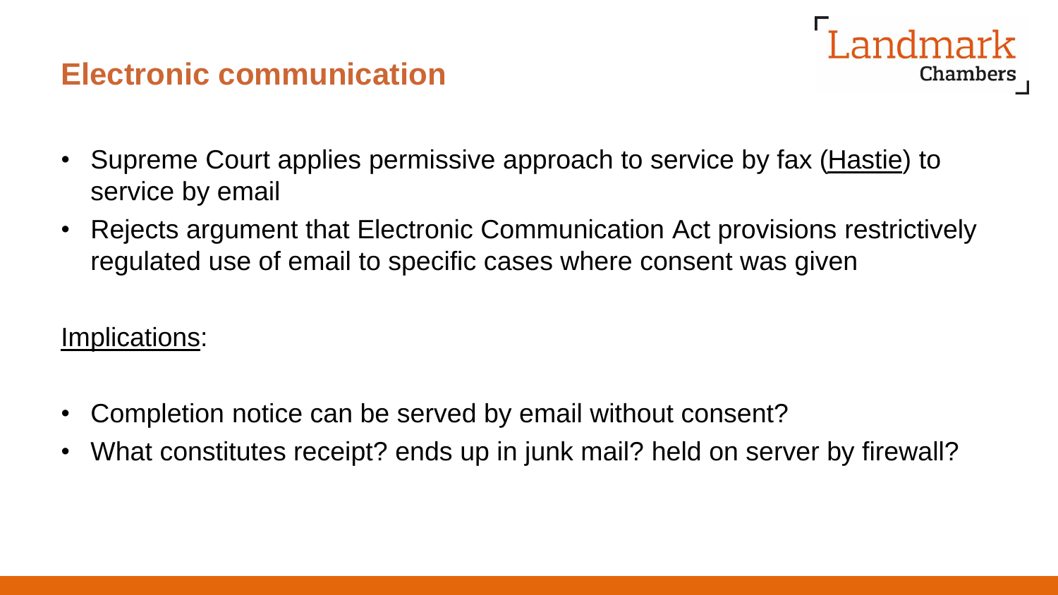## Electronic communication

- Supreme Court applies permissive approach to service by fax (Hastie) to service by email
- Rejects argument that Electronic Communication Act provisions restrictively regulated use of email to specific cases where consent was given

Implications:

- Completion notice can be served by email without consent?
- What constitutes receipt? ends up in junk mail? held on server by firewall?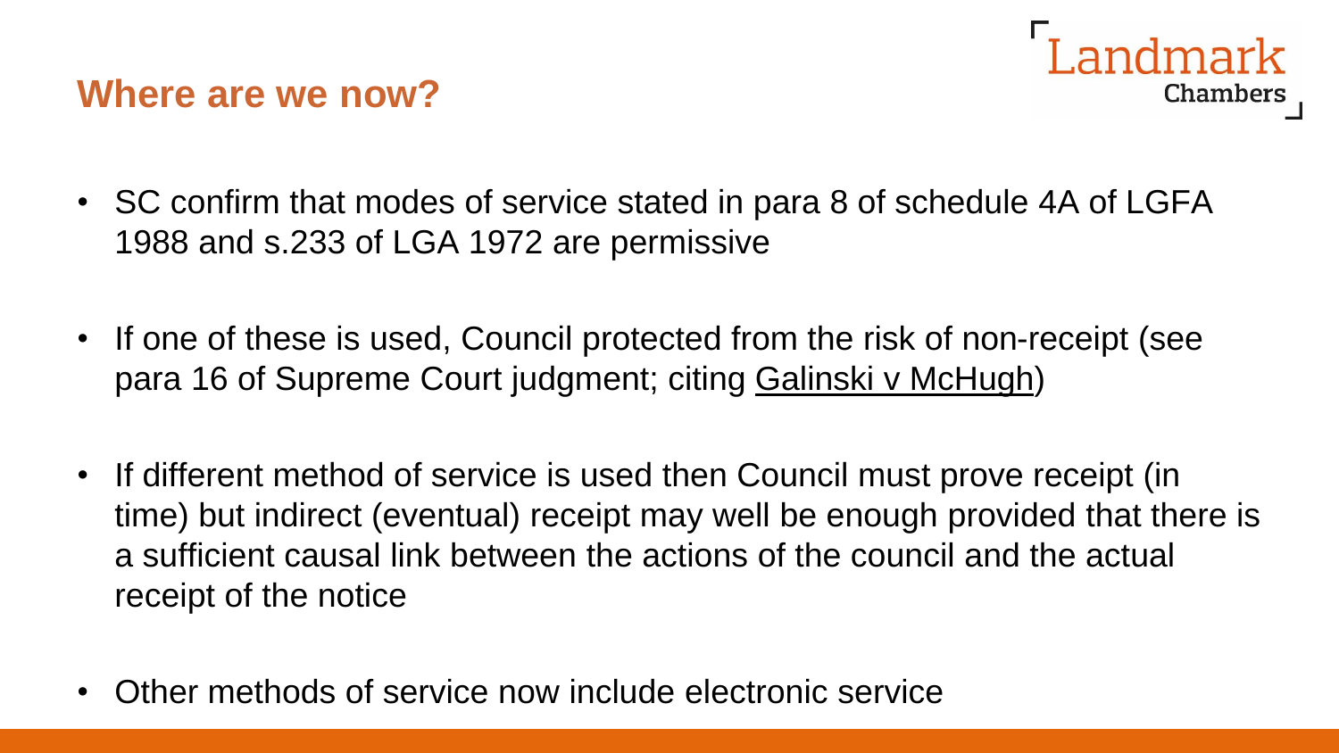## Where are we now?

- SC confirm that modes of service stated in para 8 of schedule 4A of LGFA 1988 and s.233 of LGA 1972 are permissive
- If one of these is used, Council protected from the risk of non-receipt (see para 16 of Supreme Court judgment; citing Galinski v McHugh)
- If different method of service is used then Council must prove receipt (in time) but indirect (eventual) receipt may well be enough provided that there is a sufficient causal link between the actions of the council and the actual receipt of the notice
- Other methods of service now include electronic service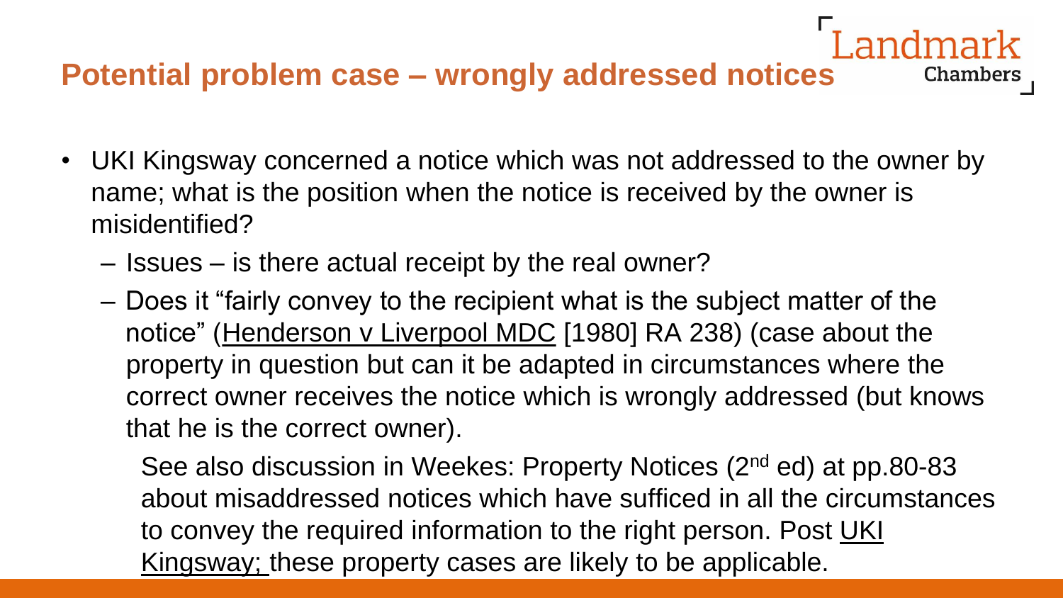## Potential problem case – wrongly addressed notices

- UKI Kingsway concerned a notice which was not addressed to the owner by name; what is the position when the notice is received by the owner is misidentified?
  - Issues – is there actual receipt by the real owner?
  - Does it "fairly convey to the recipient what is the subject matter of the notice" (Henderson v Liverpool MDC [1980] RA 238) (case about the property in question but can it be adapted in circumstances where the correct owner receives the notice which is wrongly addressed (but knows that he is the correct owner).

    See also discussion in Weekes: Property Notices (2nd ed) at pp.80-83 about misaddressed notices which have sufficed in all the circumstances to convey the required information to the right person. Post UKI Kingsway; these property cases are likely to be applicable.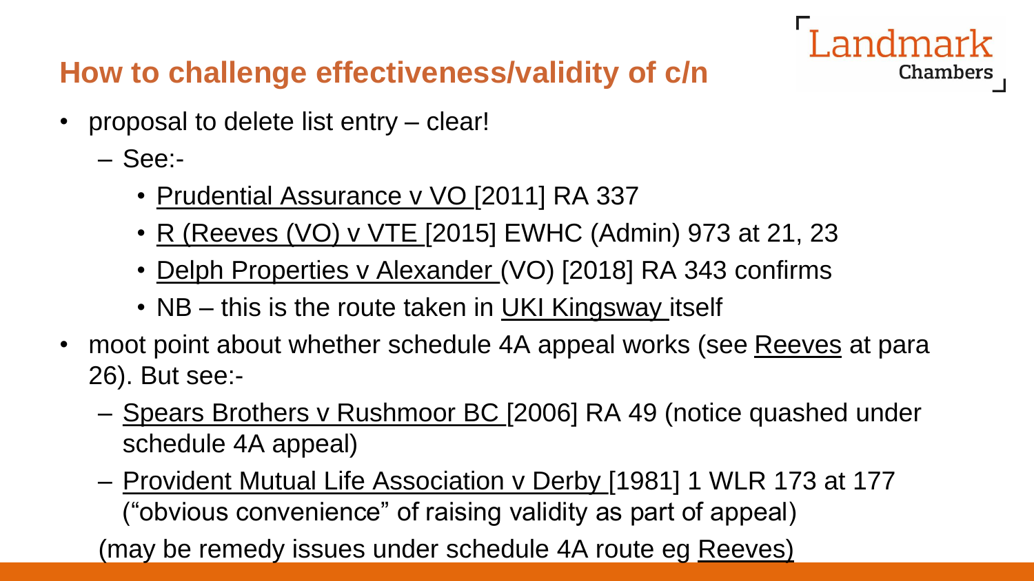## How to challenge effectiveness/validity of c/n

- proposal to delete list entry – clear!
  - See:-
    - Prudential Assurance v VO [2011] RA 337
    - R (Reeves (VO) v VTE [2015] EWHC (Admin) 973 at 21, 23
    - Delph Properties v Alexander (VO) [2018] RA 343 confirms
    - NB – this is the route taken in UKI Kingsway itself
- moot point about whether schedule 4A appeal works (see Reeves at para 26). But see:-
  - Spears Brothers v Rushmoor BC [2006] RA 49 (notice quashed under schedule 4A appeal)
  - Provident Mutual Life Association v Derby [1981] 1 WLR 173 at 177 ("obvious convenience" of raising validity as part of appeal)

  (may be remedy issues under schedule 4A route eg Reeves)